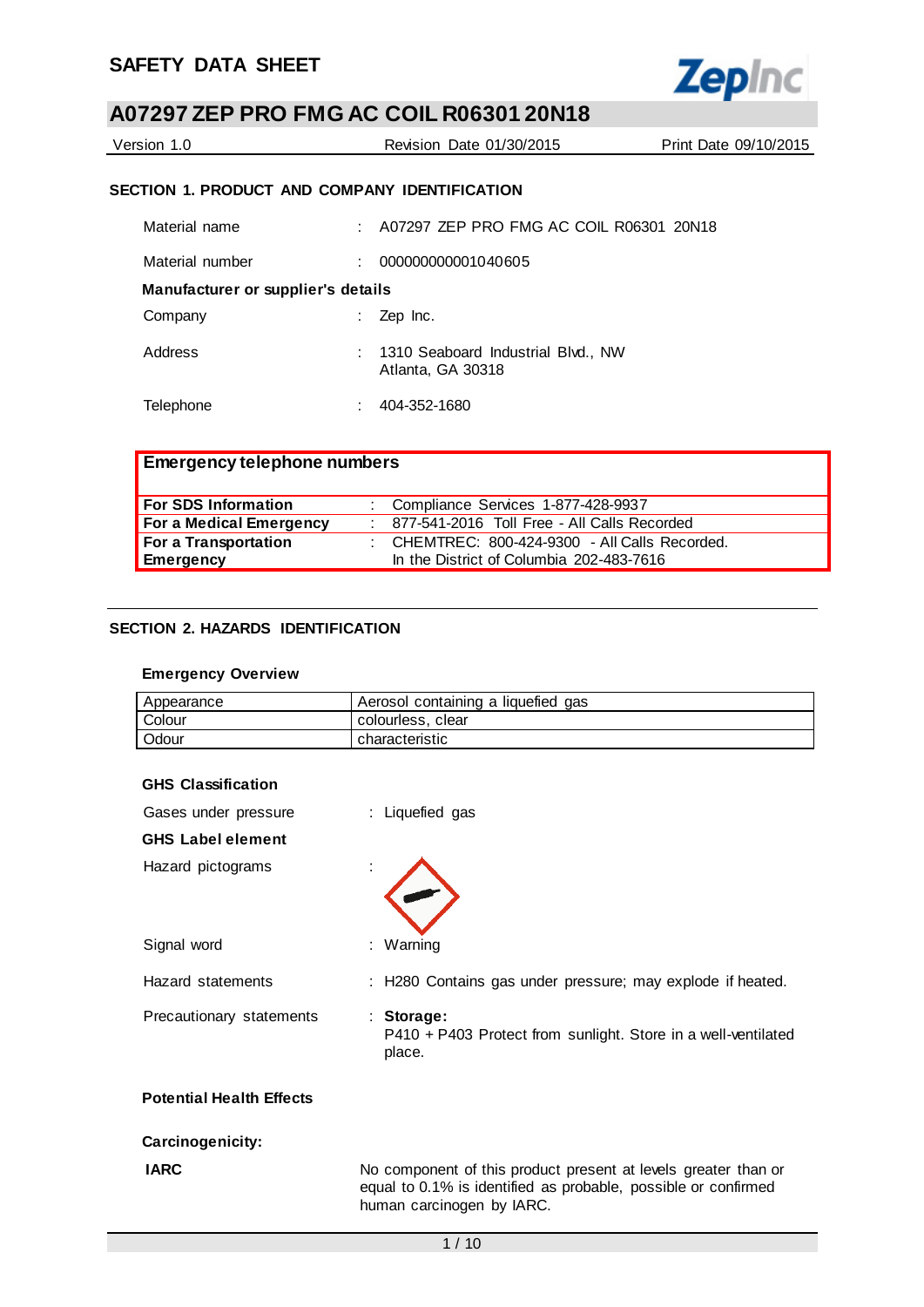# SAFETY DATA SHEET

## A07297 ZEP PRO FMG AC COIL R06301 20N18

Version 1.0 | Revision Date 01/30/2015 | Print Date 09/10/2015

### SECTION 1. PRODUCT AND COMPANY IDENTIFICATION

Material name : A07297 ZEP PRO FMG AC COIL R06301 20N18

Material number : 000000000001040605

**Manufacturer or supplier's details**

Company : Zep Inc.

Address : 1310 Seaboard Industrial Blvd., NW
Atlanta, GA 30318

Telephone : 404-352-1680

| **Emergency telephone numbers** | |
|---|---|
| **For SDS Information** | : Compliance Services 1-877-428-9937 |
| **For a Medical Emergency** | : 877-541-2016 Toll Free - All Calls Recorded |
| **For a Transportation Emergency** | : CHEMTREC: 800-424-9300 - All Calls Recorded. In the District of Columbia 202-483-7616 |

### SECTION 2. HAZARDS IDENTIFICATION

**Emergency Overview**

| Appearance | Aerosol containing a liquefied gas |
|---|---|
| Colour | colourless, clear |
| Odour | characteristic |

**GHS Classification**

Gases under pressure : Liquefied gas

**GHS Label element**

Hazard pictograms :

Signal word : Warning

Hazard statements : H280 Contains gas under pressure; may explode if heated.

Precautionary statements : **Storage:**
P410 + P403 Protect from sunlight. Store in a well-ventilated place.

**Potential Health Effects**

**Carcinogenicity:**

**IARC** No component of this product present at levels greater than or equal to 0.1% is identified as probable, possible or confirmed human carcinogen by IARC.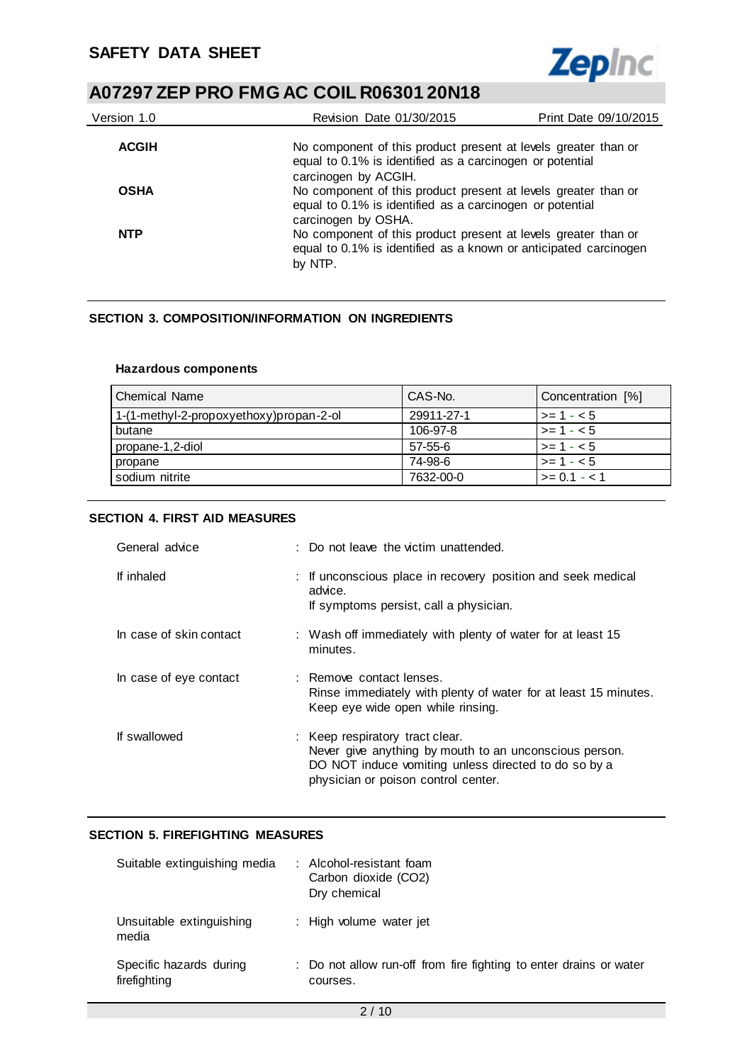| | |
|---|---|
| **ACGIH** | No component of this product present at levels greater than or equal to 0.1% is identified as a carcinogen or potential carcinogen by ACGIH. |
| **OSHA** | No component of this product present at levels greater than or equal to 0.1% is identified as a carcinogen or potential carcinogen by OSHA. |
| **NTP** | No component of this product present at levels greater than or equal to 0.1% is identified as a known or anticipated carcinogen by NTP. |

## SECTION 3. COMPOSITION/INFORMATION ON INGREDIENTS

### Hazardous components

| Chemical Name | CAS-No. | Concentration [%] |
|---|---|---|
| 1-(1-methyl-2-propoxyethoxy)propan-2-ol | 29911-27-1 | >= 1 - < 5 |
| butane | 106-97-8 | >= 1 - < 5 |
| propane-1,2-diol | 57-55-6 | >= 1 - < 5 |
| propane | 74-98-6 | >= 1 - < 5 |
| sodium nitrite | 7632-00-0 | >= 0.1 - < 1 |

## SECTION 4. FIRST AID MEASURES

| | |
|---|---|
| General advice | : Do not leave the victim unattended. |
| If inhaled | : If unconscious place in recovery position and seek medical advice.<br>If symptoms persist, call a physician. |
| In case of skin contact | : Wash off immediately with plenty of water for at least 15 minutes. |
| In case of eye contact | : Remove contact lenses.<br>Rinse immediately with plenty of water for at least 15 minutes.<br>Keep eye wide open while rinsing. |
| If swallowed | : Keep respiratory tract clear.<br>Never give anything by mouth to an unconscious person.<br>DO NOT induce vomiting unless directed to do so by a physician or poison control center. |

## SECTION 5. FIREFIGHTING MEASURES

| | |
|---|---|
| Suitable extinguishing media | : Alcohol-resistant foam<br>Carbon dioxide ($CO_2$)<br>Dry chemical |
| Unsuitable extinguishing media | : High volume water jet |
| Specific hazards during firefighting | : Do not allow run-off from fire fighting to enter drains or water courses. |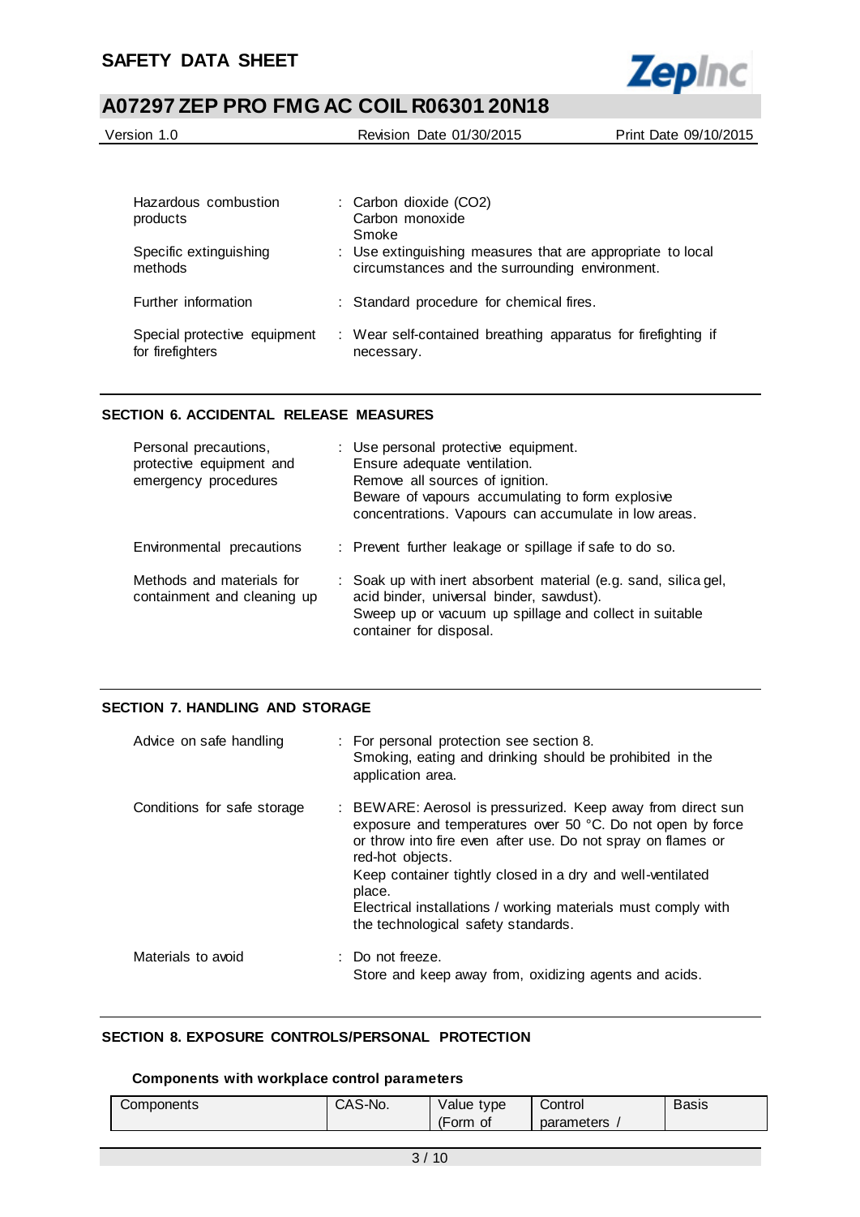| | |
|---|---|
| Hazardous combustion products | : Carbon dioxide ($CO_2$)<br>Carbon monoxide<br>Smoke |
| Specific extinguishing methods | : Use extinguishing measures that are appropriate to local circumstances and the surrounding environment. |
| Further information | : Standard procedure for chemical fires. |
| Special protective equipment for firefighters | : Wear self-contained breathing apparatus for firefighting if necessary. |

## SECTION 6. ACCIDENTAL RELEASE MEASURES

| | |
|---|---|
| Personal precautions, protective equipment and emergency procedures | : Use personal protective equipment.<br>Ensure adequate ventilation.<br>Remove all sources of ignition.<br>Beware of vapours accumulating to form explosive concentrations. Vapours can accumulate in low areas. |
| Environmental precautions | : Prevent further leakage or spillage if safe to do so. |
| Methods and materials for containment and cleaning up | : Soak up with inert absorbent material (e.g. sand, silica gel, acid binder, universal binder, sawdust).<br>Sweep up or vacuum up spillage and collect in suitable container for disposal. |

## SECTION 7. HANDLING AND STORAGE

| | |
|---|---|
| Advice on safe handling | : For personal protection see section 8.<br>Smoking, eating and drinking should be prohibited in the application area. |
| Conditions for safe storage | : BEWARE: Aerosol is pressurized. Keep away from direct sun exposure and temperatures over 50 °C. Do not open by force or throw into fire even after use. Do not spray on flames or red-hot objects.<br>Keep container tightly closed in a dry and well-ventilated place.<br>Electrical installations / working materials must comply with the technological safety standards. |
| Materials to avoid | : Do not freeze.<br>Store and keep away from, oxidizing agents and acids. |

## SECTION 8. EXPOSURE CONTROLS/PERSONAL PROTECTION

### Components with workplace control parameters

| Components | CAS-No. | Value type (Form of | Control parameters / | Basis |
|---|---|---|---|---|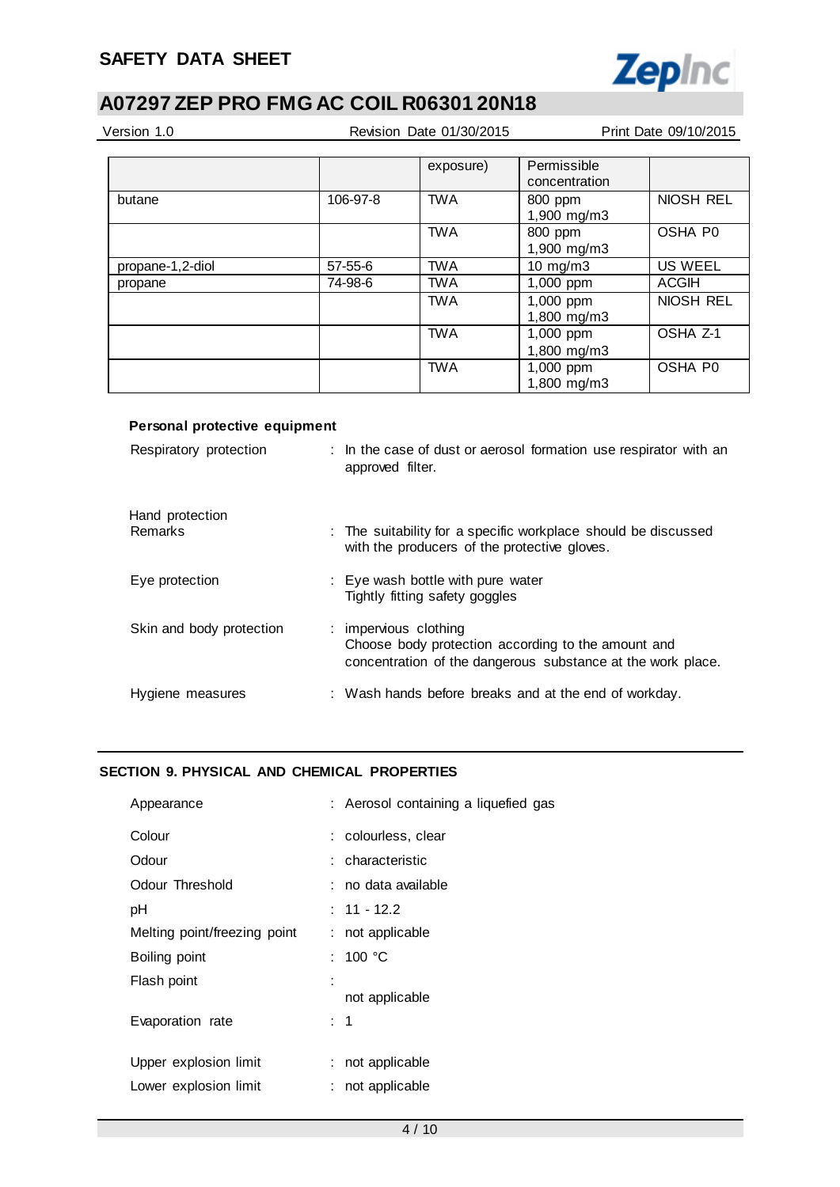| | | exposure) | Permissible concentration | |
|---|---|---|---|---|
| butane | 106-97-8 | TWA | 800 ppm 1,900 mg/m3 | NIOSH REL |
| | | TWA | 800 ppm 1,900 mg/m3 | OSHA P0 |
| propane-1,2-diol | 57-55-6 | TWA | 10 mg/m3 | US WEEL |
| propane | 74-98-6 | TWA | 1,000 ppm | ACGIH |
| | | TWA | 1,000 ppm 1,800 mg/m3 | NIOSH REL |
| | | TWA | 1,000 ppm 1,800 mg/m3 | OSHA Z-1 |
| | | TWA | 1,000 ppm 1,800 mg/m3 | OSHA P0 |

**Personal protective equipment**

Respiratory protection : In the case of dust or aerosol formation use respirator with an approved filter.

Hand protection
Remarks : The suitability for a specific workplace should be discussed with the producers of the protective gloves.

Eye protection : Eye wash bottle with pure water
Tightly fitting safety goggles

Skin and body protection : impervious clothing
Choose body protection according to the amount and concentration of the dangerous substance at the work place.

Hygiene measures : Wash hands before breaks and at the end of workday.

## SECTION 9. PHYSICAL AND CHEMICAL PROPERTIES

Appearance : Aerosol containing a liquefied gas

Colour : colourless, clear

Odour : characteristic

Odour Threshold : no data available

pH : 11 - 12.2

Melting point/freezing point : not applicable

Boiling point : 100 °C

Flash point : not applicable

Evaporation rate : 1

Upper explosion limit : not applicable

Lower explosion limit : not applicable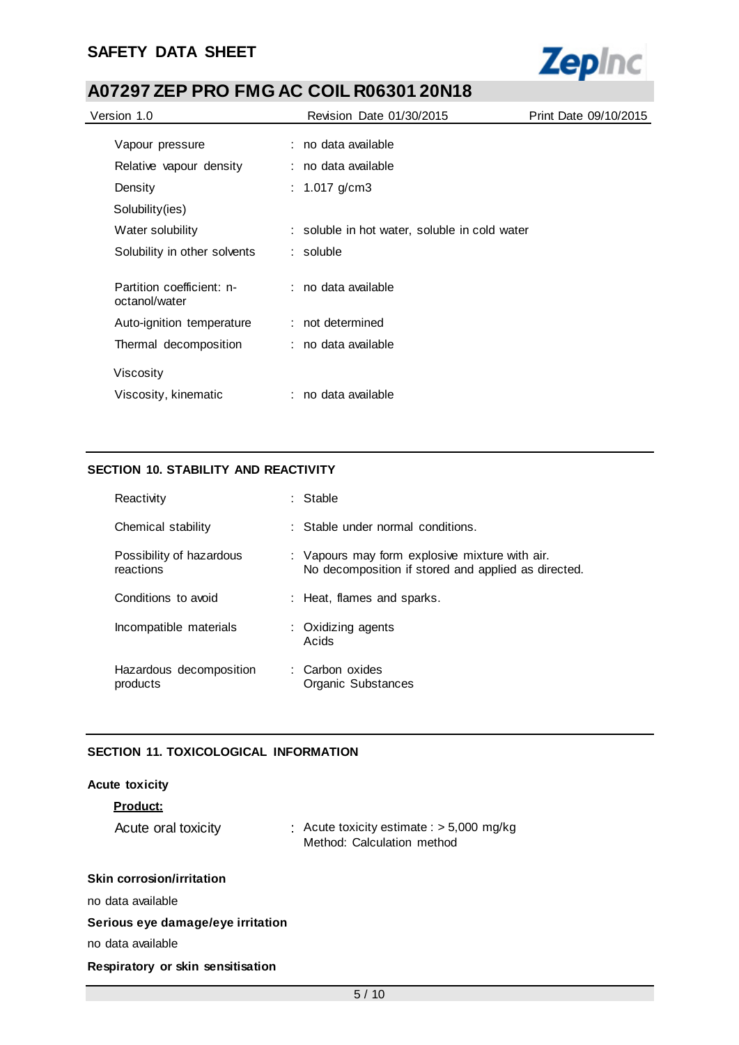| | |
|---|---|
| Vapour pressure | : no data available |
| Relative vapour density | : no data available |
| Density | : 1.017 g/cm3 |
| Solubility(ies) | |
| Water solubility | : soluble in hot water, soluble in cold water |
| Solubility in other solvents | : soluble |
| Partition coefficient: n-octanol/water | : no data available |
| Auto-ignition temperature | : not determined |
| Thermal decomposition | : no data available |
| Viscosity | |
| Viscosity, kinematic | : no data available |

## SECTION 10. STABILITY AND REACTIVITY

| | |
|---|---|
| Reactivity | : Stable |
| Chemical stability | : Stable under normal conditions. |
| Possibility of hazardous reactions | : Vapours may form explosive mixture with air. No decomposition if stored and applied as directed. |
| Conditions to avoid | : Heat, flames and sparks. |
| Incompatible materials | : Oxidizing agents Acids |
| Hazardous decomposition products | : Carbon oxides Organic Substances |

## SECTION 11. TOXICOLOGICAL INFORMATION

**Acute toxicity**

**Product:**

| | |
|---|---|
| Acute oral toxicity | : Acute toxicity estimate : > 5,000 mg/kg Method: Calculation method |

**Skin corrosion/irritation**

no data available

**Serious eye damage/eye irritation**

no data available

**Respiratory or skin sensitisation**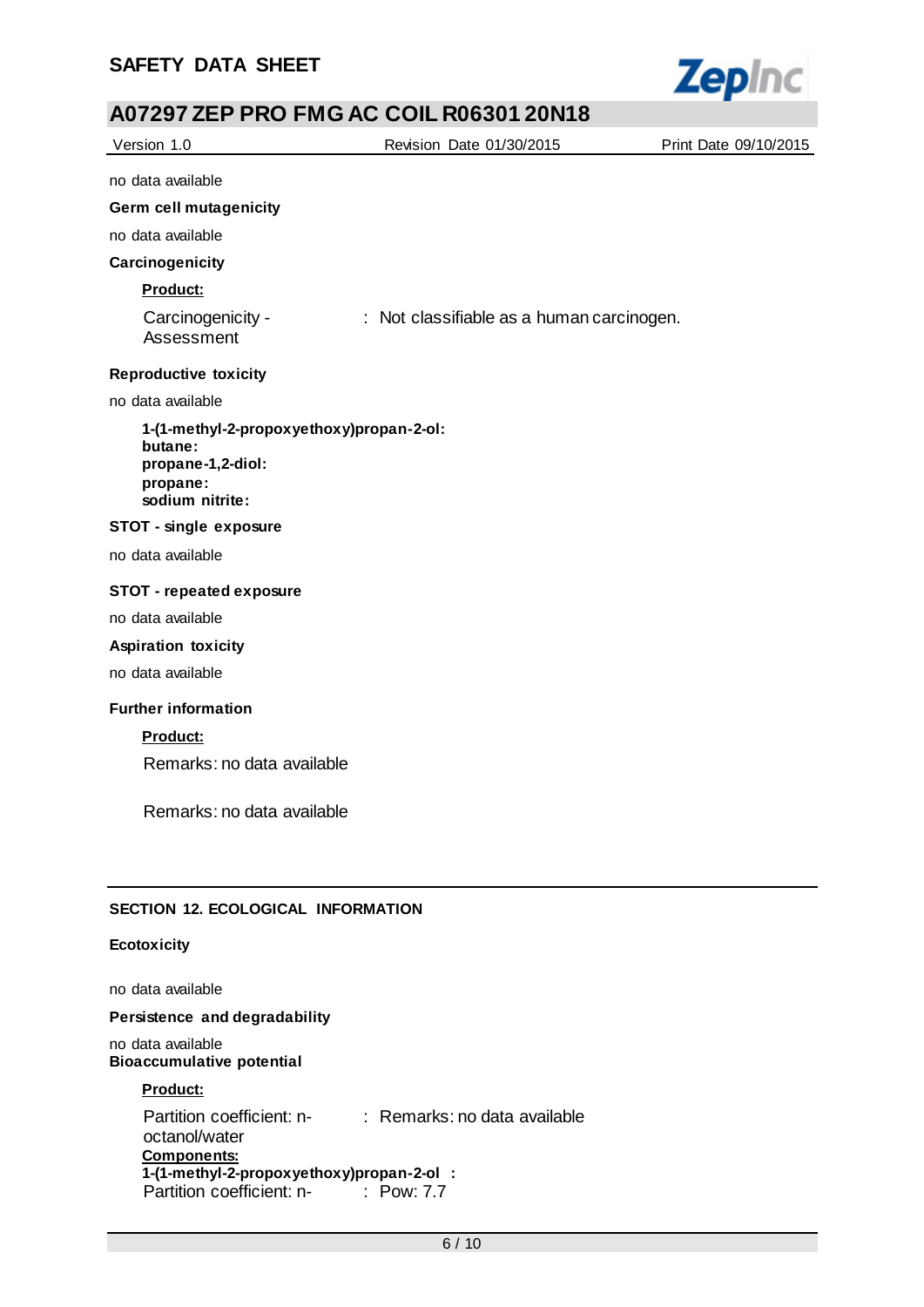no data available

**Germ cell mutagenicity**

no data available

**Carcinogenicity**

**Product:**

Carcinogenicity - Assessment : Not classifiable as a human carcinogen.

**Reproductive toxicity**

no data available

**1-(1-methyl-2-propoxyethoxy)propan-2-ol:**
**butane:**
**propane-1,2-diol:**
**propane:**
**sodium nitrite:**

**STOT - single exposure**

no data available

**STOT - repeated exposure**

no data available

**Aspiration toxicity**

no data available

**Further information**

**Product:**

Remarks: no data available

Remarks: no data available

## SECTION 12. ECOLOGICAL INFORMATION

**Ecotoxicity**

no data available

**Persistence and degradability**

no data available

**Bioaccumulative potential**

**Product:**

Partition coefficient: n-octanol/water : Remarks: no data available

**Components:**

**1-(1-methyl-2-propoxyethoxy)propan-2-ol :**

Partition coefficient: n- : Pow: 7.7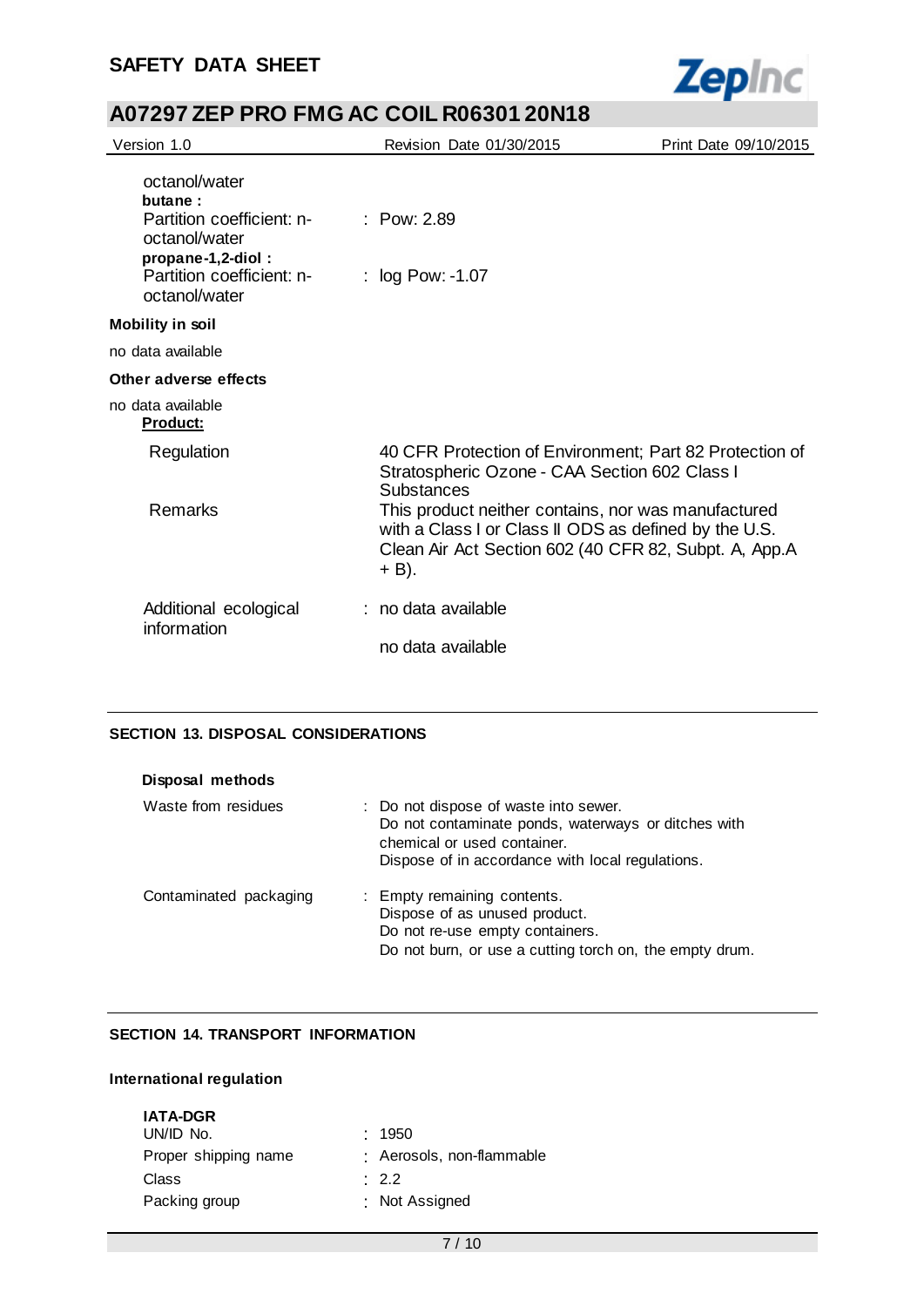octanol/water

**butane :**

| | |
|---|---|
| Partition coefficient: n-octanol/water | : Pow: 2.89 |

**propane-1,2-diol :**

| | |
|---|---|
| Partition coefficient: n-octanol/water | : log Pow: -1.07 |

**Mobility in soil**

no data available

**Other adverse effects**

no data available

**Product:**

| | |
|---|---|
| Regulation | 40 CFR Protection of Environment; Part 82 Protection of Stratospheric Ozone - CAA Section 602 Class I Substances |
| Remarks | This product neither contains, nor was manufactured with a Class I or Class II ODS as defined by the U.S. Clean Air Act Section 602 (40 CFR 82, Subpt. A, App.A + B). |
| Additional ecological information | : no data available |
| | no data available |

## SECTION 13. DISPOSAL CONSIDERATIONS

**Disposal methods**

| | |
|---|---|
| Waste from residues | : Do not dispose of waste into sewer.<br>Do not contaminate ponds, waterways or ditches with chemical or used container.<br>Dispose of in accordance with local regulations. |
| Contaminated packaging | : Empty remaining contents.<br>Dispose of as unused product.<br>Do not re-use empty containers.<br>Do not burn, or use a cutting torch on, the empty drum. |

## SECTION 14. TRANSPORT INFORMATION

**International regulation**

**IATA-DGR**

| | |
|---|---|
| UN/ID No. | : 1950 |
| Proper shipping name | : Aerosols, non-flammable |
| Class | : 2.2 |
| Packing group | : Not Assigned |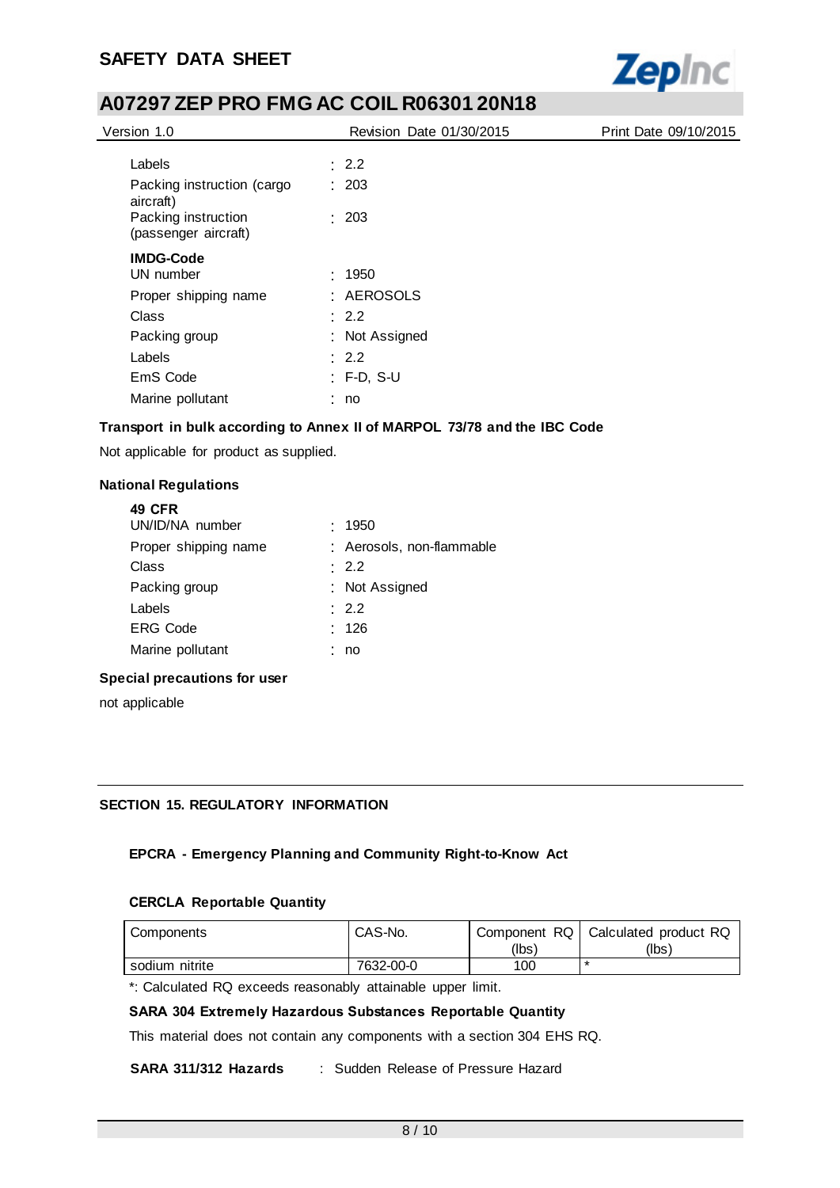| | |
|---|---|
| Labels | : 2.2 |
| Packing instruction (cargo aircraft) | : 203 |
| Packing instruction (passenger aircraft) | : 203 |

**IMDG-Code**

| | |
|---|---|
| UN number | : 1950 |
| Proper shipping name | : AEROSOLS |
| Class | : 2.2 |
| Packing group | : Not Assigned |
| Labels | : 2.2 |
| EmS Code | : F-D, S-U |
| Marine pollutant | : no |

**Transport in bulk according to Annex II of MARPOL 73/78 and the IBC Code**

Not applicable for product as supplied.

**National Regulations**

**49 CFR**

| | |
|---|---|
| UN/ID/NA number | : 1950 |
| Proper shipping name | : Aerosols, non-flammable |
| Class | : 2.2 |
| Packing group | : Not Assigned |
| Labels | : 2.2 |
| ERG Code | : 126 |
| Marine pollutant | : no |

**Special precautions for user**

not applicable

## SECTION 15. REGULATORY INFORMATION

### EPCRA - Emergency Planning and Community Right-to-Know Act

**CERCLA Reportable Quantity**

| Components | CAS-No. | Component RQ (lbs) | Calculated product RQ (lbs) |
|---|---|---|---|
| sodium nitrite | 7632-00-0 | 100 | * |

*: Calculated RQ exceeds reasonably attainable upper limit.

**SARA 304 Extremely Hazardous Substances Reportable Quantity**

This material does not contain any components with a section 304 EHS RQ.

**SARA 311/312 Hazards** : Sudden Release of Pressure Hazard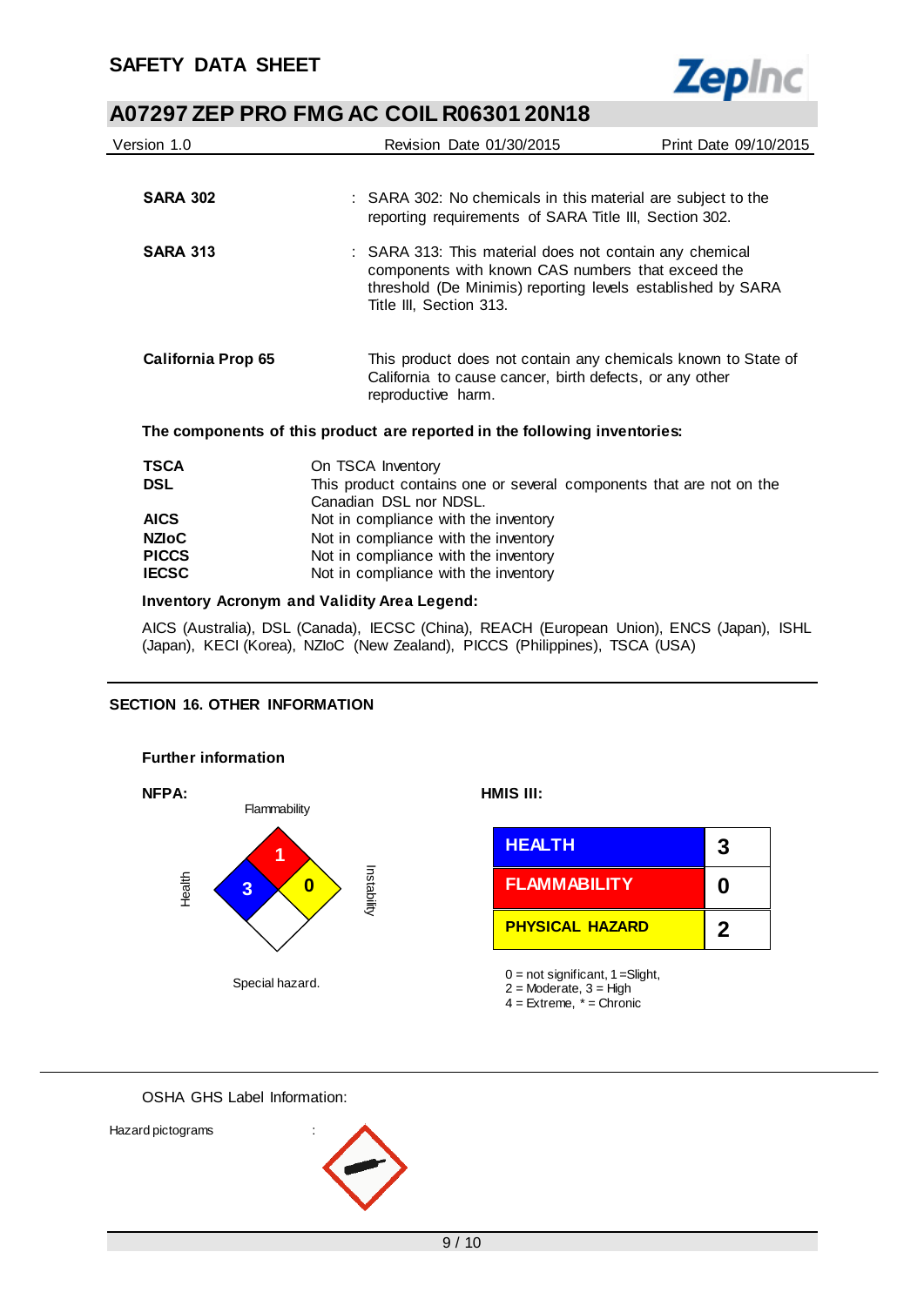| | | |
|---|---|---|
| **SARA 302** | : | SARA 302: No chemicals in this material are subject to the reporting requirements of SARA Title III, Section 302. |
| **SARA 313** | : | SARA 313: This material does not contain any chemical components with known CAS numbers that exceed the threshold (De Minimis) reporting levels established by SARA Title III, Section 313. |
| **California Prop 65** | | This product does not contain any chemicals known to State of California to cause cancer, birth defects, or any other reproductive harm. |

**The components of this product are reported in the following inventories:**

| | |
|---|---|
| **TSCA** | On TSCA Inventory |
| **DSL** | This product contains one or several components that are not on the Canadian DSL nor NDSL. |
| **AICS** | Not in compliance with the inventory |
| **NZIoC** | Not in compliance with the inventory |
| **PICCS** | Not in compliance with the inventory |
| **IECSC** | Not in compliance with the inventory |

**Inventory Acronym and Validity Area Legend:**

AICS (Australia), DSL (Canada), IECSC (China), REACH (European Union), ENCS (Japan), ISHL (Japan), KECI (Korea), NZIoC (New Zealand), PICCS (Philippines), TSCA (USA)

## SECTION 16. OTHER INFORMATION

**Further information**

**NFPA:**

Flammability: 1
Health: 3
Instability: 0
Special hazard.

**HMIS III:**

| | |
|---|---|
| HEALTH | 3 |
| FLAMMABILITY | 0 |
| PHYSICAL HAZARD | 2 |

0 = not significant, 1 =Slight,
2 = Moderate, 3 = High
4 = Extreme, * = Chronic

OSHA GHS Label Information:

Hazard pictograms :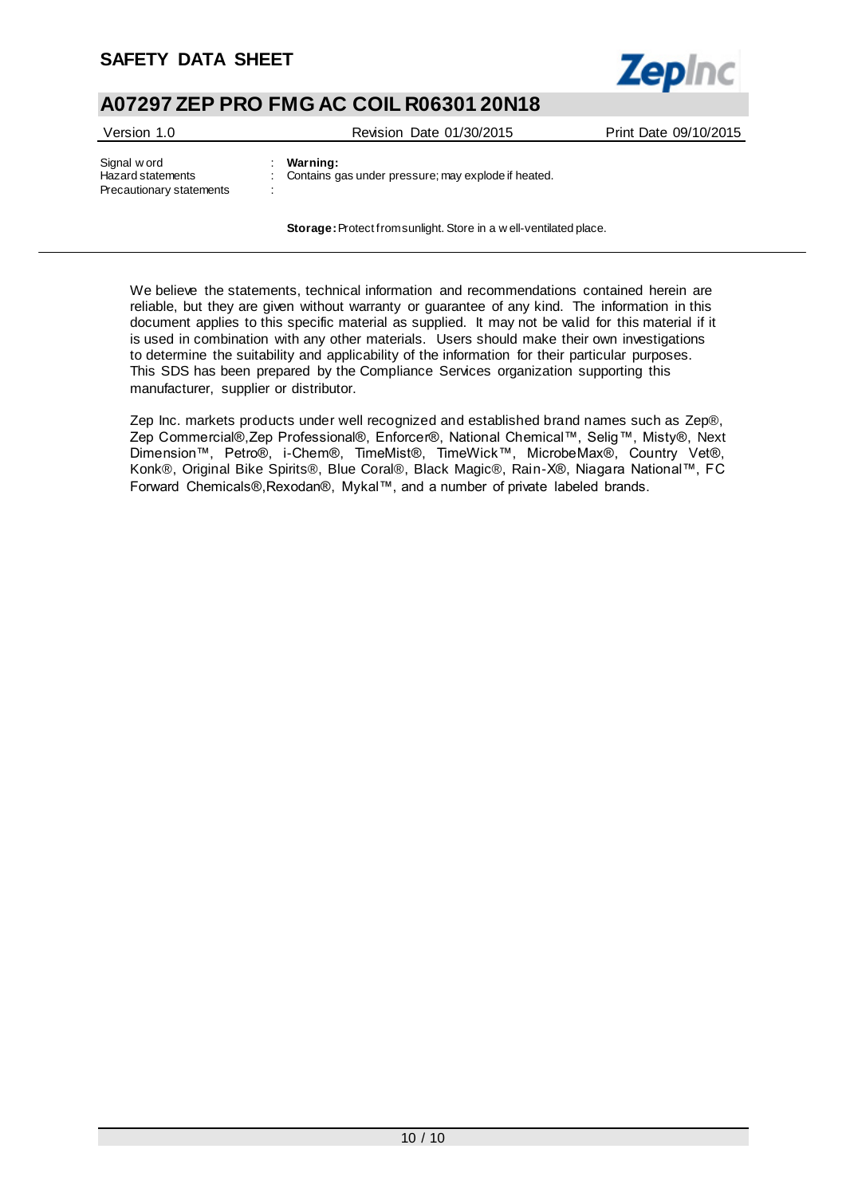Signal word : **Warning:**
Hazard statements : Contains gas under pressure; may explode if heated.
Precautionary statements :

**Storage:** Protect from sunlight. Store in a well-ventilated place.

---

We believe the statements, technical information and recommendations contained herein are reliable, but they are given without warranty or guarantee of any kind. The information in this document applies to this specific material as supplied. It may not be valid for this material if it is used in combination with any other materials. Users should make their own investigations to determine the suitability and applicability of the information for their particular purposes. This SDS has been prepared by the Compliance Services organization supporting this manufacturer, supplier or distributor.

Zep Inc. markets products under well recognized and established brand names such as Zep®, Zep Commercial®,Zep Professional®, Enforcer®, National Chemical™, Selig™, Misty®, Next Dimension™, Petro®, i-Chem®, TimeMist®, TimeWick™, MicrobeMax®, Country Vet®, Konk®, Original Bike Spirits®, Blue Coral®, Black Magic®, Rain-X®, Niagara National™, FC Forward Chemicals®,Rexodan®, Mykal™, and a number of private labeled brands.